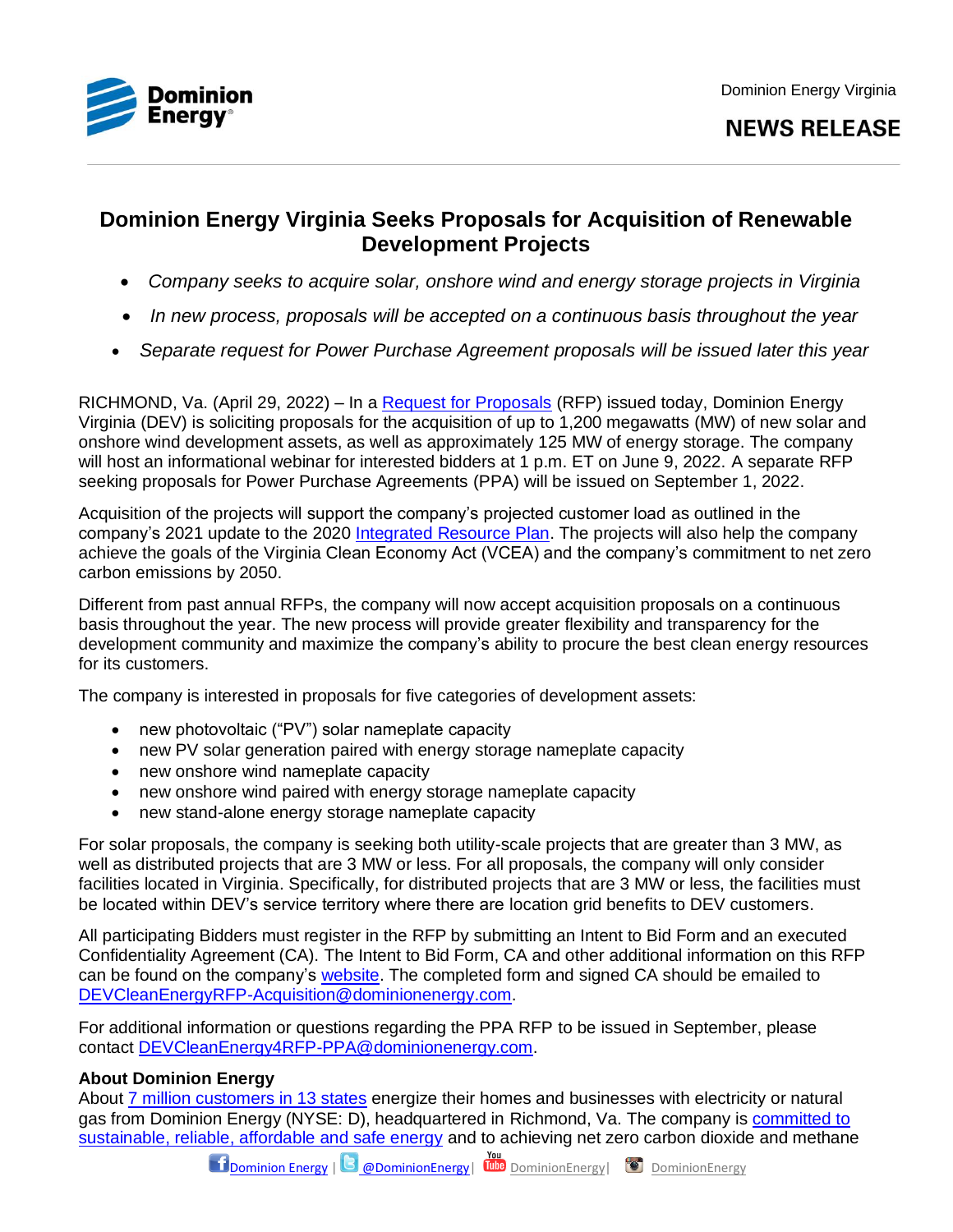Dominion Energy Virginia

**NEWS RELEASE**

# Dominion Energy Virginia Seeks Proposals for Acquisition of Renewable Development Projects

- *Company seeks to acquire solar, onshore wind and energy storage projects in Virginia*
- *In new process, proposals will be accepted on a continuous basis throughout the year*
- *Separate request for Power Purchase Agreement proposals will be issued later this year*

RICHMOND, Va. (April 29, 2022) – In a Request for Proposals (RFP) issued today, Dominion Energy Virginia (DEV) is soliciting proposals for the acquisition of up to 1,200 megawatts (MW) of new solar and onshore wind development assets, as well as approximately 125 MW of energy storage. The company will host an informational webinar for interested bidders at 1 p.m. ET on June 9, 2022. A separate RFP seeking proposals for Power Purchase Agreements (PPA) will be issued on September 1, 2022.

Acquisition of the projects will support the company's projected customer load as outlined in the company's 2021 update to the 2020 Integrated Resource Plan. The projects will also help the company achieve the goals of the Virginia Clean Economy Act (VCEA) and the company's commitment to net zero carbon emissions by 2050.

Different from past annual RFPs, the company will now accept acquisition proposals on a continuous basis throughout the year. The new process will provide greater flexibility and transparency for the development community and maximize the company's ability to procure the best clean energy resources for its customers.

The company is interested in proposals for five categories of development assets:

- new photovoltaic ("PV") solar nameplate capacity
- new PV solar generation paired with energy storage nameplate capacity
- new onshore wind nameplate capacity
- new onshore wind paired with energy storage nameplate capacity
- new stand-alone energy storage nameplate capacity

For solar proposals, the company is seeking both utility-scale projects that are greater than 3 MW, as well as distributed projects that are 3 MW or less. For all proposals, the company will only consider facilities located in Virginia. Specifically, for distributed projects that are 3 MW or less, the facilities must be located within DEV's service territory where there are location grid benefits to DEV customers.

All participating Bidders must register in the RFP by submitting an Intent to Bid Form and an executed Confidentiality Agreement (CA). The Intent to Bid Form, CA and other additional information on this RFP can be found on the company's website. The completed form and signed CA should be emailed to DEVCleanEnergyRFP-Acquisition@dominionenergy.com.

For additional information or questions regarding the PPA RFP to be issued in September, please contact DEVCleanEnergy4RFP-PPA@dominionenergy.com.

**About Dominion Energy**

About 7 million customers in 13 states energize their homes and businesses with electricity or natural gas from Dominion Energy (NYSE: D), headquartered in Richmond, Va. The company is committed to sustainable, reliable, affordable and safe energy and to achieving net zero carbon dioxide and methane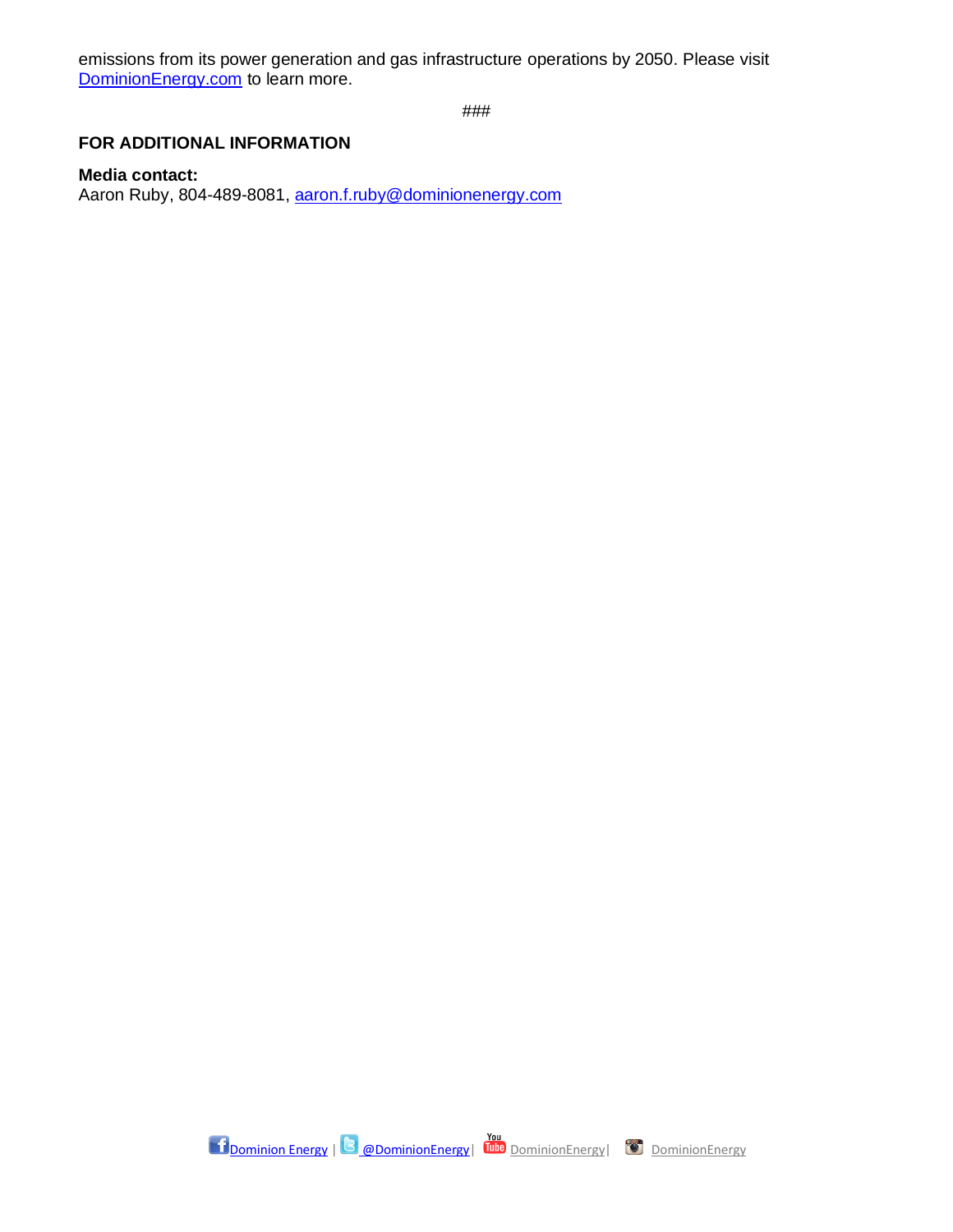emissions from its power generation and gas infrastructure operations by 2050. Please visit DominionEnergy.com to learn more.

###

**FOR ADDITIONAL INFORMATION**

**Media contact:**
Aaron Ruby, 804-489-8081, aaron.f.ruby@dominionenergy.com

Dominion Energy | @DominionEnergy | DominionEnergy | DominionEnergy